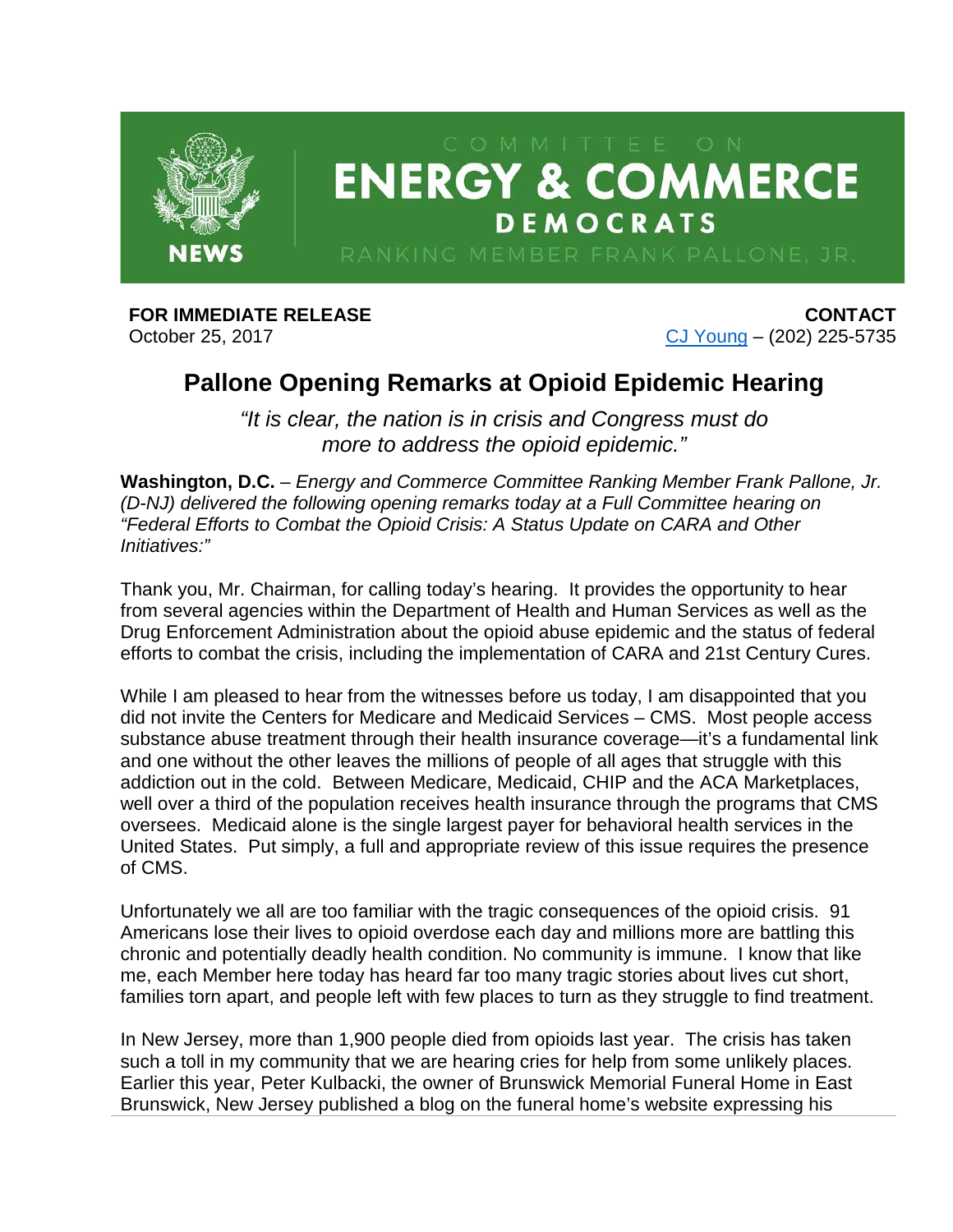COMMITTEE ON
# ENERGY & COMMERCE
DEMOCRATS
RANKING MEMBER FRANK PALLONE, JR.

NEWS

**FOR IMMEDIATE RELEASE**
October 25, 2017

**CONTACT**
CJ Young – (202) 225-5735

## Pallone Opening Remarks at Opioid Epidemic Hearing

*"It is clear, the nation is in crisis and Congress must do more to address the opioid epidemic."*

**Washington, D.C.** – *Energy and Commerce Committee Ranking Member Frank Pallone, Jr. (D-NJ) delivered the following opening remarks today at a Full Committee hearing on "Federal Efforts to Combat the Opioid Crisis: A Status Update on CARA and Other Initiatives:"*

Thank you, Mr. Chairman, for calling today's hearing. It provides the opportunity to hear from several agencies within the Department of Health and Human Services as well as the Drug Enforcement Administration about the opioid abuse epidemic and the status of federal efforts to combat the crisis, including the implementation of CARA and 21st Century Cures.

While I am pleased to hear from the witnesses before us today, I am disappointed that you did not invite the Centers for Medicare and Medicaid Services – CMS. Most people access substance abuse treatment through their health insurance coverage—it's a fundamental link and one without the other leaves the millions of people of all ages that struggle with this addiction out in the cold. Between Medicare, Medicaid, CHIP and the ACA Marketplaces, well over a third of the population receives health insurance through the programs that CMS oversees. Medicaid alone is the single largest payer for behavioral health services in the United States. Put simply, a full and appropriate review of this issue requires the presence of CMS.

Unfortunately we all are too familiar with the tragic consequences of the opioid crisis. 91 Americans lose their lives to opioid overdose each day and millions more are battling this chronic and potentially deadly health condition. No community is immune. I know that like me, each Member here today has heard far too many tragic stories about lives cut short, families torn apart, and people left with few places to turn as they struggle to find treatment.

In New Jersey, more than 1,900 people died from opioids last year. The crisis has taken such a toll in my community that we are hearing cries for help from some unlikely places. Earlier this year, Peter Kulbacki, the owner of Brunswick Memorial Funeral Home in East Brunswick, New Jersey published a blog on the funeral home's website expressing his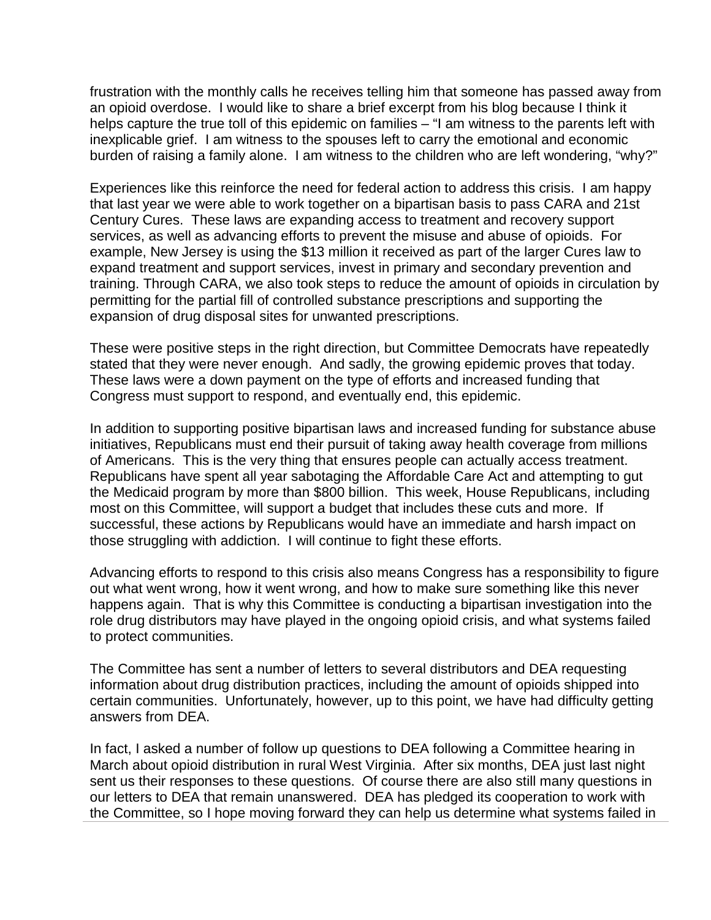frustration with the monthly calls he receives telling him that someone has passed away from an opioid overdose. I would like to share a brief excerpt from his blog because I think it helps capture the true toll of this epidemic on families – "I am witness to the parents left with inexplicable grief. I am witness to the spouses left to carry the emotional and economic burden of raising a family alone. I am witness to the children who are left wondering, "why?"

Experiences like this reinforce the need for federal action to address this crisis. I am happy that last year we were able to work together on a bipartisan basis to pass CARA and 21st Century Cures. These laws are expanding access to treatment and recovery support services, as well as advancing efforts to prevent the misuse and abuse of opioids. For example, New Jersey is using the $13 million it received as part of the larger Cures law to expand treatment and support services, invest in primary and secondary prevention and training. Through CARA, we also took steps to reduce the amount of opioids in circulation by permitting for the partial fill of controlled substance prescriptions and supporting the expansion of drug disposal sites for unwanted prescriptions.

These were positive steps in the right direction, but Committee Democrats have repeatedly stated that they were never enough. And sadly, the growing epidemic proves that today. These laws were a down payment on the type of efforts and increased funding that Congress must support to respond, and eventually end, this epidemic.

In addition to supporting positive bipartisan laws and increased funding for substance abuse initiatives, Republicans must end their pursuit of taking away health coverage from millions of Americans. This is the very thing that ensures people can actually access treatment. Republicans have spent all year sabotaging the Affordable Care Act and attempting to gut the Medicaid program by more than $800 billion. This week, House Republicans, including most on this Committee, will support a budget that includes these cuts and more. If successful, these actions by Republicans would have an immediate and harsh impact on those struggling with addiction. I will continue to fight these efforts.

Advancing efforts to respond to this crisis also means Congress has a responsibility to figure out what went wrong, how it went wrong, and how to make sure something like this never happens again. That is why this Committee is conducting a bipartisan investigation into the role drug distributors may have played in the ongoing opioid crisis, and what systems failed to protect communities.

The Committee has sent a number of letters to several distributors and DEA requesting information about drug distribution practices, including the amount of opioids shipped into certain communities. Unfortunately, however, up to this point, we have had difficulty getting answers from DEA.

In fact, I asked a number of follow up questions to DEA following a Committee hearing in March about opioid distribution in rural West Virginia. After six months, DEA just last night sent us their responses to these questions. Of course there are also still many questions in our letters to DEA that remain unanswered. DEA has pledged its cooperation to work with the Committee, so I hope moving forward they can help us determine what systems failed in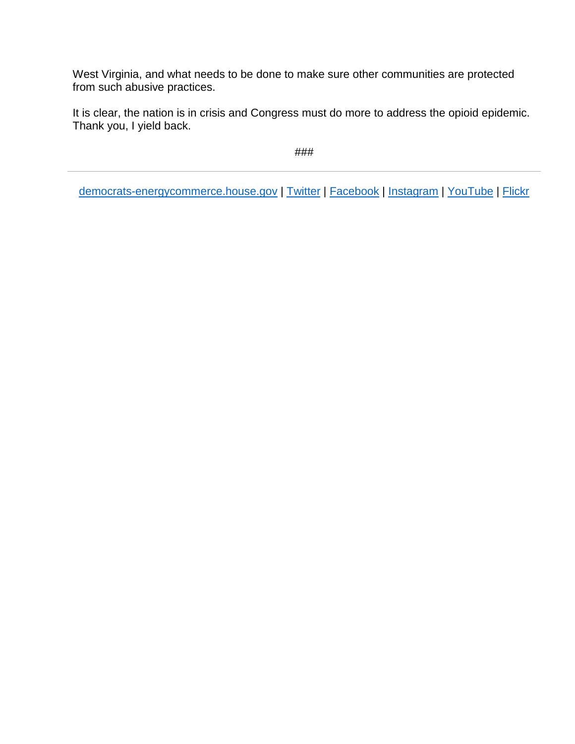West Virginia, and what needs to be done to make sure other communities are protected from such abusive practices.

It is clear, the nation is in crisis and Congress must do more to address the opioid epidemic. Thank you, I yield back.

###

---

democrats-energycommerce.house.gov | Twitter | Facebook | Instagram | YouTube | Flickr